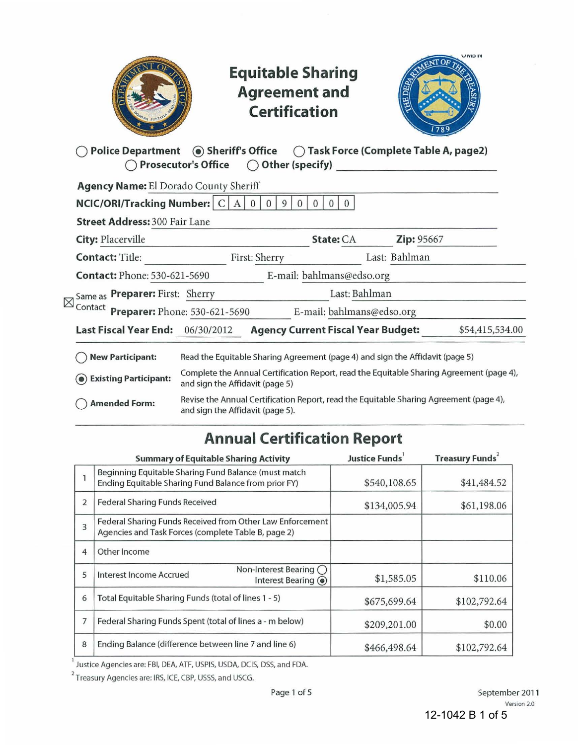# Equitable Sharing Agreement and Certification

○ Police Department ◉ Sheriff's Office ○ Task Force (Complete Table A, page2)
○ Prosecutor's Office ○ Other (specify) ____________

**Agency Name:** El Dorado County Sheriff

**NCIC/ORI/Tracking Number:** C A 0 0 9 0 0 0 0

**Street Address:** 300 Fair Lane

**City:** Placerville **State:** CA **Zip:** 95667

**Contact:** Title: ____ First: Sherry Last: Bahlman

**Contact:** Phone: 530-621-5690 E-mail: bahlmans@edso.org

☒ Same as Contact **Preparer:** First: Sherry Last: Bahlman

**Preparer:** Phone: 530-621-5690 E-mail: bahlmans@edso.org

**Last Fiscal Year End:** 06/30/2012 **Agency Current Fiscal Year Budget:** $54,415,534.00

○ **New Participant:** Read the Equitable Sharing Agreement (page 4) and sign the Affidavit (page 5)

◉ **Existing Participant:** Complete the Annual Certification Report, read the Equitable Sharing Agreement (page 4), and sign the Affidavit (page 5)

○ **Amended Form:** Revise the Annual Certification Report, read the Equitable Sharing Agreement (page 4), and sign the Affidavit (page 5).

## Annual Certification Report

| | Summary of Equitable Sharing Activity | Justice Funds[1] | Treasury Funds[2] |
|---|---|---|---|
| 1 | Beginning Equitable Sharing Fund Balance (must match Ending Equitable Sharing Fund Balance from prior FY) | $540,108.65 | $41,484.52 |
| 2 | Federal Sharing Funds Received | $134,005.94 | $61,198.06 |
| 3 | Federal Sharing Funds Received from Other Law Enforcement Agencies and Task Forces (complete Table B, page 2) | | |
| 4 | Other Income | | |
| 5 | Interest Income Accrued — Non-Interest Bearing ○ Interest Bearing ◉ | $1,585.05 | $110.06 |
| 6 | Total Equitable Sharing Funds (total of lines 1 - 5) | $675,699.64 | $102,792.64 |
| 7 | Federal Sharing Funds Spent (total of lines a - m below) | $209,201.00 | $0.00 |
| 8 | Ending Balance (difference between line 7 and line 6) | $466,498.64 | $102,792.64 |

[1] Justice Agencies are: FBI, DEA, ATF, USPIS, USDA, DCIS, DSS, and FDA.

[2] Treasury Agencies are: IRS, ICE, CBP, USSS, and USCG.

September 2011
Version 2.0

12-1042 B 1 of 5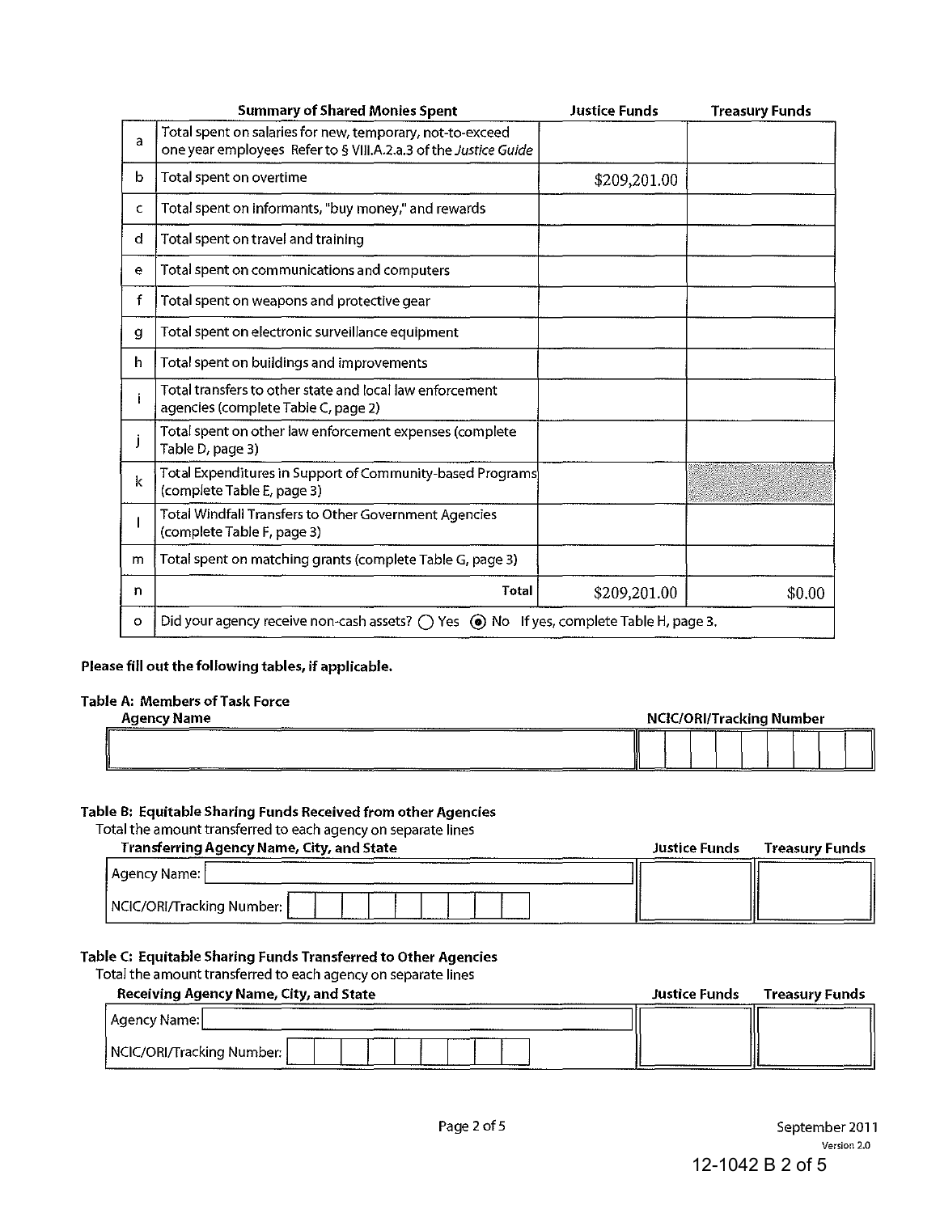| | Summary of Shared Monies Spent | Justice Funds | Treasury Funds |
|---|---|---|---|
| a | Total spent on salaries for new, temporary, not-to-exceed one year employees Refer to § VIII.A.2.a.3 of the *Justice Guide* | | |
| b | Total spent on overtime | $209,201.00 | |
| c | Total spent on informants, "buy money," and rewards | | |
| d | Total spent on travel and training | | |
| e | Total spent on communications and computers | | |
| f | Total spent on weapons and protective gear | | |
| g | Total spent on electronic surveillance equipment | | |
| h | Total spent on buildings and improvements | | |
| i | Total transfers to other state and local law enforcement agencies (complete Table C, page 2) | | |
| j | Total spent on other law enforcement expenses (complete Table D, page 3) | | |
| k | Total Expenditures in Support of Community-based Programs (complete Table E, page 3) | | |
| l | Total Windfall Transfers to Other Government Agencies (complete Table F, page 3) | | |
| m | Total spent on matching grants (complete Table G, page 3) | | |
| n | **Total** | $209,201.00 | $0.00 |
| o | Did your agency receive non-cash assets? ◯ Yes ◉ No If yes, complete Table H, page 3. | | |

**Please fill out the following tables, if applicable.**

**Table A: Members of Task Force**

| Agency Name | NCIC/ORI/Tracking Number |
|---|---|
| | |

**Table B: Equitable Sharing Funds Received from other Agencies**

Total the amount transferred to each agency on separate lines

| Transferring Agency Name, City, and State | Justice Funds | Treasury Funds |
|---|---|---|
| Agency Name: | | |
| NCIC/ORI/Tracking Number: | | |

**Table C: Equitable Sharing Funds Transferred to Other Agencies**

Total the amount transferred to each agency on separate lines

| Receiving Agency Name, City, and State | Justice Funds | Treasury Funds |
|---|---|---|
| Agency Name: | | |
| NCIC/ORI/Tracking Number: | | |

September 2011
Version 2.0

12-1042 B 2 of 5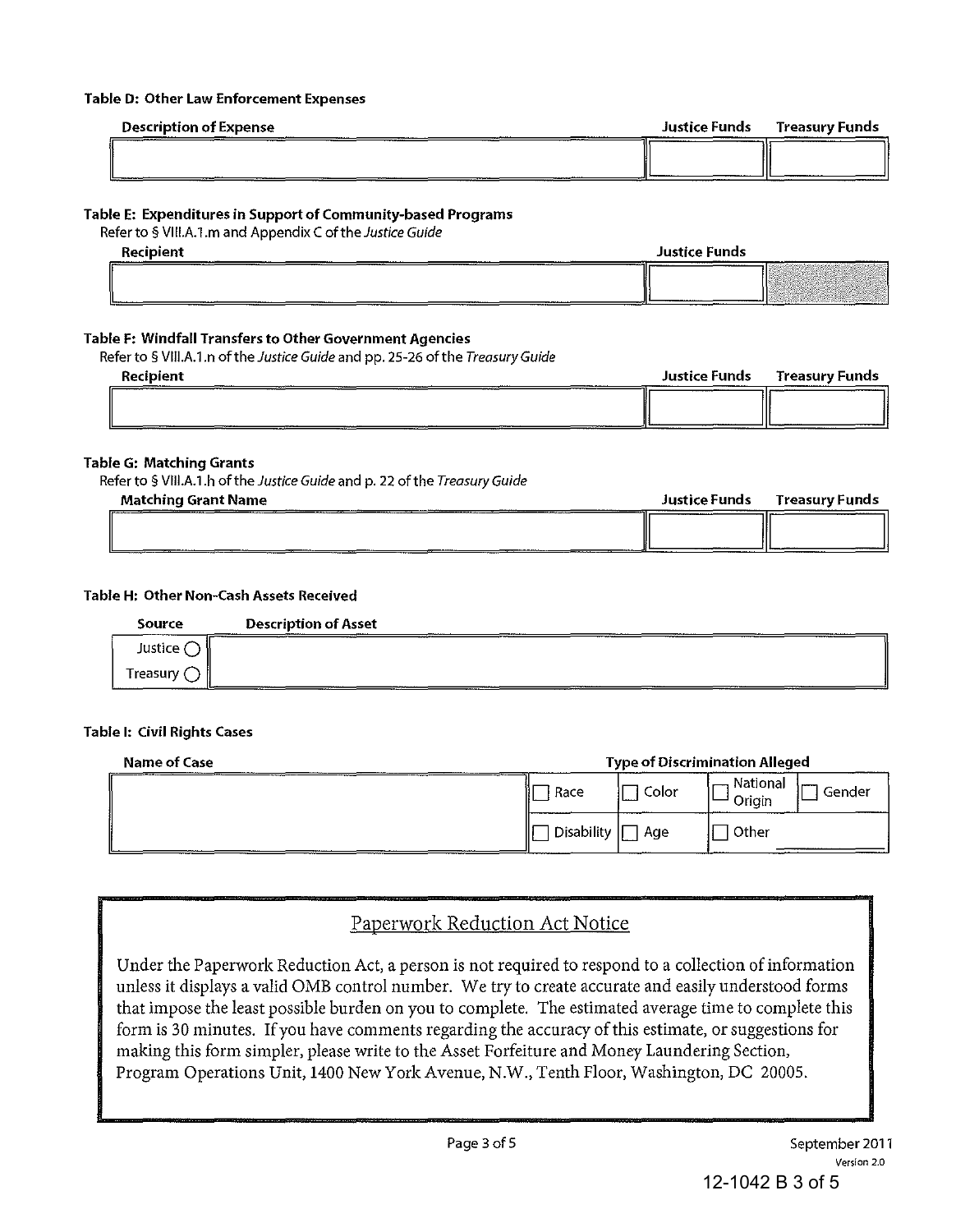**Table D: Other Law Enforcement Expenses**

| Description of Expense | Justice Funds | Treasury Funds |
|---|---|---|
| | | |

**Table E: Expenditures in Support of Community-based Programs**

Refer to § VIII.A.1.m and Appendix C of the *Justice Guide*

| Recipient | Justice Funds | |
|---|---|---|
| | | |

**Table F: Windfall Transfers to Other Government Agencies**

Refer to § VIII.A.1.n of the *Justice Guide* and pp. 25-26 of the *Treasury Guide*

| Recipient | Justice Funds | Treasury Funds |
|---|---|---|
| | | |

**Table G: Matching Grants**

Refer to § VIII.A.1.h of the *Justice Guide* and p. 22 of the *Treasury Guide*

| Matching Grant Name | Justice Funds | Treasury Funds |
|---|---|---|
| | | |

**Table H: Other Non-Cash Assets Received**

| Source | Description of Asset |
|---|---|
| ○ Justice<br>○ Treasury | |

**Table I: Civil Rights Cases**

| Name of Case | Type of Discrimination Alleged | | | |
|---|---|---|---|---|
| | ☐ Race | ☐ Color | ☐ National Origin | ☐ Gender |
| | ☐ Disability | ☐ Age | ☐ Other | |

## Paperwork Reduction Act Notice

Under the Paperwork Reduction Act, a person is not required to respond to a collection of information unless it displays a valid OMB control number. We try to create accurate and easily understood forms that impose the least possible burden on you to complete. The estimated average time to complete this form is 30 minutes. If you have comments regarding the accuracy of this estimate, or suggestions for making this form simpler, please write to the Asset Forfeiture and Money Laundering Section, Program Operations Unit, 1400 New York Avenue, N.W., Tenth Floor, Washington, DC 20005.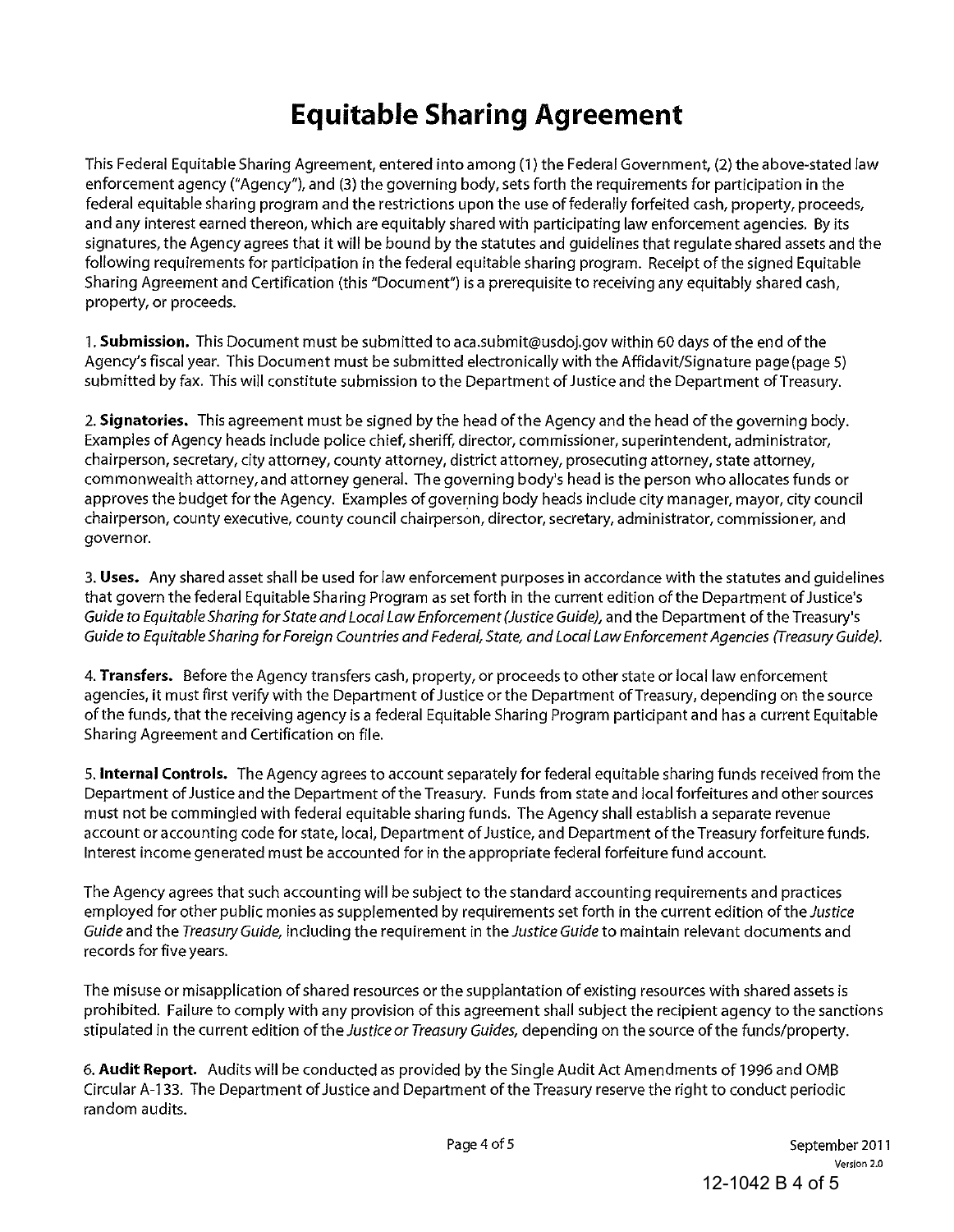# Equitable Sharing Agreement

This Federal Equitable Sharing Agreement, entered into among (1) the Federal Government, (2) the above-stated law enforcement agency ("Agency"), and (3) the governing body, sets forth the requirements for participation in the federal equitable sharing program and the restrictions upon the use of federally forfeited cash, property, proceeds, and any interest earned thereon, which are equitably shared with participating law enforcement agencies. By its signatures, the Agency agrees that it will be bound by the statutes and guidelines that regulate shared assets and the following requirements for participation in the federal equitable sharing program. Receipt of the signed Equitable Sharing Agreement and Certification (this "Document") is a prerequisite to receiving any equitably shared cash, property, or proceeds.

1. **Submission.** This Document must be submitted to aca.submit@usdoj.gov within 60 days of the end of the Agency's fiscal year. This Document must be submitted electronically with the Affidavit/Signature page (page 5) submitted by fax. This will constitute submission to the Department of Justice and the Department of Treasury.

2. **Signatories.** This agreement must be signed by the head of the Agency and the head of the governing body. Examples of Agency heads include police chief, sheriff, director, commissioner, superintendent, administrator, chairperson, secretary, city attorney, county attorney, district attorney, prosecuting attorney, state attorney, commonwealth attorney, and attorney general. The governing body's head is the person who allocates funds or approves the budget for the Agency. Examples of governing body heads include city manager, mayor, city council chairperson, county executive, county council chairperson, director, secretary, administrator, commissioner, and governor.

3. **Uses.** Any shared asset shall be used for law enforcement purposes in accordance with the statutes and guidelines that govern the federal Equitable Sharing Program as set forth in the current edition of the Department of Justice's *Guide to Equitable Sharing for State and Local Law Enforcement (Justice Guide)*, and the Department of the Treasury's *Guide to Equitable Sharing for Foreign Countries and Federal, State, and Local Law Enforcement Agencies (Treasury Guide)*.

4. **Transfers.** Before the Agency transfers cash, property, or proceeds to other state or local law enforcement agencies, it must first verify with the Department of Justice or the Department of Treasury, depending on the source of the funds, that the receiving agency is a federal Equitable Sharing Program participant and has a current Equitable Sharing Agreement and Certification on file.

5. **Internal Controls.** The Agency agrees to account separately for federal equitable sharing funds received from the Department of Justice and the Department of the Treasury. Funds from state and local forfeitures and other sources must not be commingled with federal equitable sharing funds. The Agency shall establish a separate revenue account or accounting code for state, local, Department of Justice, and Department of the Treasury forfeiture funds. Interest income generated must be accounted for in the appropriate federal forfeiture fund account.

The Agency agrees that such accounting will be subject to the standard accounting requirements and practices employed for other public monies as supplemented by requirements set forth in the current edition of the *Justice Guide* and the *Treasury Guide*, including the requirement in the *Justice Guide* to maintain relevant documents and records for five years.

The misuse or misapplication of shared resources or the supplantation of existing resources with shared assets is prohibited. Failure to comply with any provision of this agreement shall subject the recipient agency to the sanctions stipulated in the current edition of the *Justice or Treasury Guides*, depending on the source of the funds/property.

6. **Audit Report.** Audits will be conducted as provided by the Single Audit Act Amendments of 1996 and OMB Circular A-133. The Department of Justice and Department of the Treasury reserve the right to conduct periodic random audits.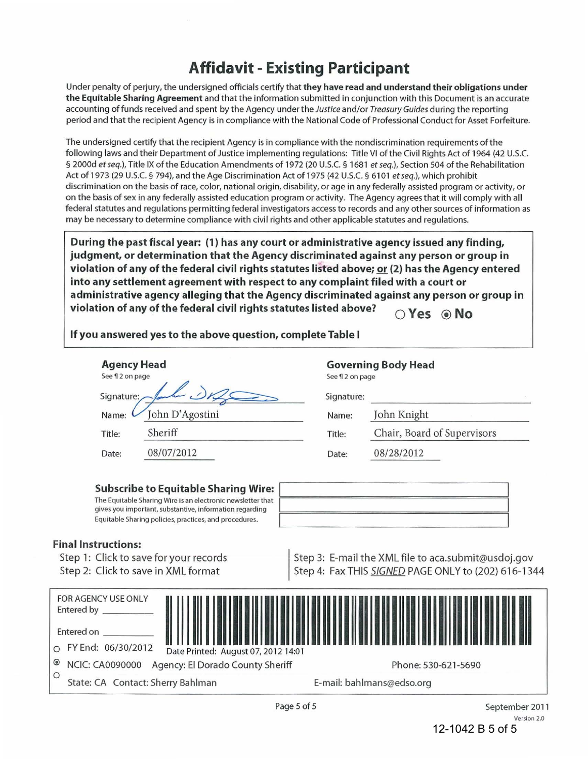# Affidavit - Existing Participant

Under penalty of perjury, the undersigned officials certify that **they have read and understand their obligations under the Equitable Sharing Agreement** and that the information submitted in conjunction with this Document is an accurate accounting of funds received and spent by the Agency under the *Justice* and/or *Treasury Guides* during the reporting period and that the recipient Agency is in compliance with the National Code of Professional Conduct for Asset Forfeiture.

The undersigned certify that the recipient Agency is in compliance with the nondiscrimination requirements of the following laws and their Department of Justice implementing regulations: Title VI of the Civil Rights Act of 1964 (42 U.S.C. § 2000d *et seq.*), Title IX of the Education Amendments of 1972 (20 U.S.C. § 1681 *et seq.*), Section 504 of the Rehabilitation Act of 1973 (29 U.S.C. § 794), and the Age Discrimination Act of 1975 (42 U.S.C. § 6101 *et seq.*), which prohibit discrimination on the basis of race, color, national origin, disability, or age in any federally assisted program or activity, or on the basis of sex in any federally assisted education program or activity. The Agency agrees that it will comply with all federal statutes and regulations permitting federal investigators access to records and any other sources of information as may be necessary to determine compliance with civil rights and other applicable statutes and regulations.

**During the past fiscal year: (1) has any court or administrative agency issued any finding, judgment, or determination that the Agency discriminated against any person or group in violation of any of the federal civil rights statutes listed above; or (2) has the Agency entered into any settlement agreement with respect to any complaint filed with a court or administrative agency alleging that the Agency discriminated against any person or group in violation of any of the federal civil rights statutes listed above?** ○ Yes ◉ No

**If you answered yes to the above question, complete Table I**

| **Agency Head** (See ¶ 2 on page) | | **Governing Body Head** (See ¶ 2 on page) | |
|---|---|---|---|
| Signature: | [signature] | Signature: | |
| Name: | John D'Agostini | Name: | John Knight |
| Title: | Sheriff | Title: | Chair, Board of Supervisors |
| Date: | 08/07/2012 | Date: | 08/28/2012 |

**Subscribe to Equitable Sharing Wire:**
The Equitable Sharing Wire is an electronic newsletter that gives you important, substantive, information regarding Equitable Sharing policies, practices, and procedures.

**Final Instructions:**

Step 1: Click to save for your records
Step 2: Click to save in XML format
Step 3: E-mail the XML file to aca.submit@usdoj.gov
Step 4: Fax THIS *SIGNED* PAGE ONLY to (202) 616-1344

FOR AGENCY USE ONLY
Entered by ________
Entered on ________

○ FY End: 06/30/2012 Date Printed: August 07, 2012 14:01
◉ NCIC: CA0090000 Agency: El Dorado County Sheriff Phone: 530-621-5690
○ State: CA Contact: Sherry Bahlman E-mail: bahlmans@edso.org

September 2011
Version 2.0

12-1042 B 5 of 5